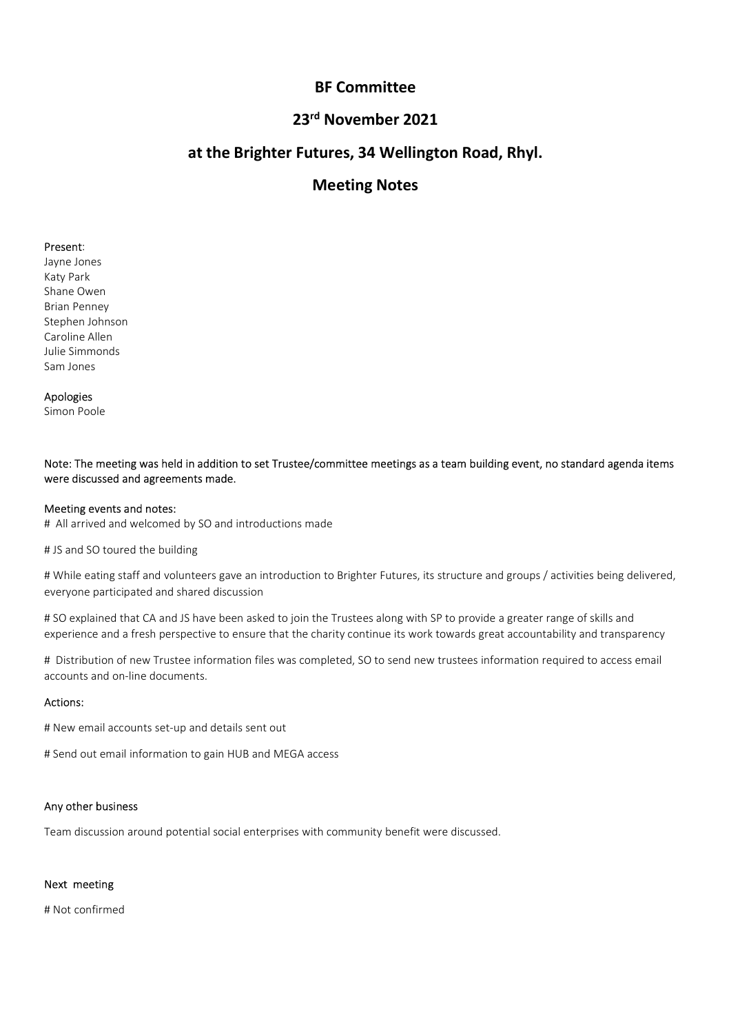# BF Committee

## 23rd November 2021

## at the Brighter Futures, 34 Wellington Road, Rhyl.

## Meeting Notes

**Present**:
Jayne Jones
Katy Park
Shane Owen
Brian Penney
Stephen Johnson
Caroline Allen
Julie Simmonds
Sam Jones

**Apologies**
Simon Poole

**Note: The meeting was held in addition to set Trustee/committee meetings as a team building event, no standard agenda items were discussed and agreements made.**

**Meeting events and notes:**

# All arrived and welcomed by SO and introductions made

# JS and SO toured the building

# While eating staff and volunteers gave an introduction to Brighter Futures, its structure and groups / activities being delivered, everyone participated and shared discussion

# SO explained that CA and JS have been asked to join the Trustees along with SP to provide a greater range of skills and experience and a fresh perspective to ensure that the charity continue its work towards great accountability and transparency

# Distribution of new Trustee information files was completed, SO to send new trustees information required to access email accounts and on-line documents.

**Actions:**

# New email accounts set-up and details sent out

# Send out email information to gain HUB and MEGA access

**Any other business**

Team discussion around potential social enterprises with community benefit were discussed.

**Next meeting**

# Not confirmed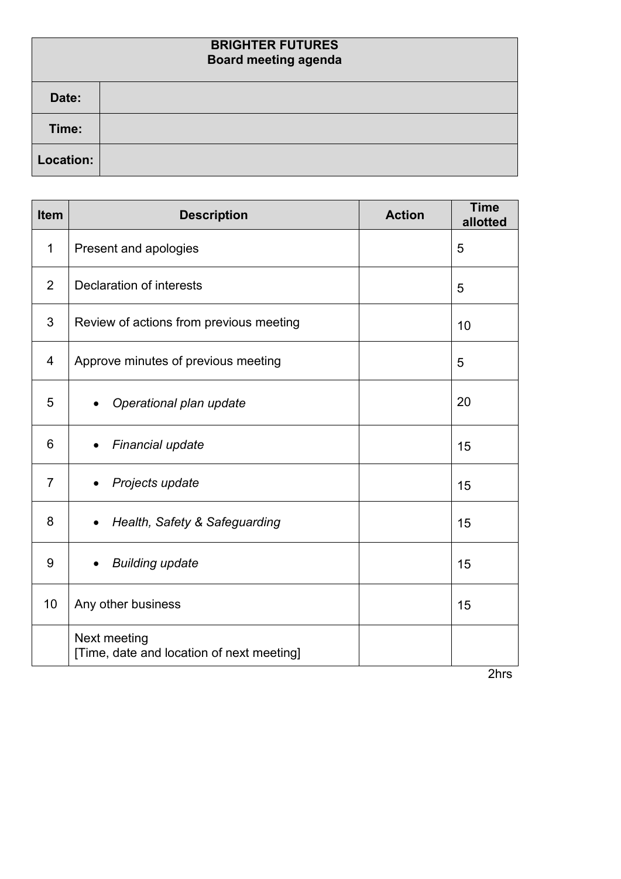| **BRIGHTER FUTURES**<br>**Board meeting agenda** | |
|---|---|
| **Date:** | |
| **Time:** | |
| **Location:** | |

| Item | Description | Action | Time allotted |
|---|---|---|---|
| 1 | Present and apologies | | 5 |
| 2 | Declaration of interests | | 5 |
| 3 | Review of actions from previous meeting | | 10 |
| 4 | Approve minutes of previous meeting | | 5 |
| 5 | • *Operational plan update* | | 20 |
| 6 | • *Financial update* | | 15 |
| 7 | • *Projects update* | | 15 |
| 8 | • *Health, Safety & Safeguarding* | | 15 |
| 9 | • *Building update* | | 15 |
| 10 | Any other business | | 15 |
| | Next meeting<br>[Time, date and location of next meeting] | | |

2hrs